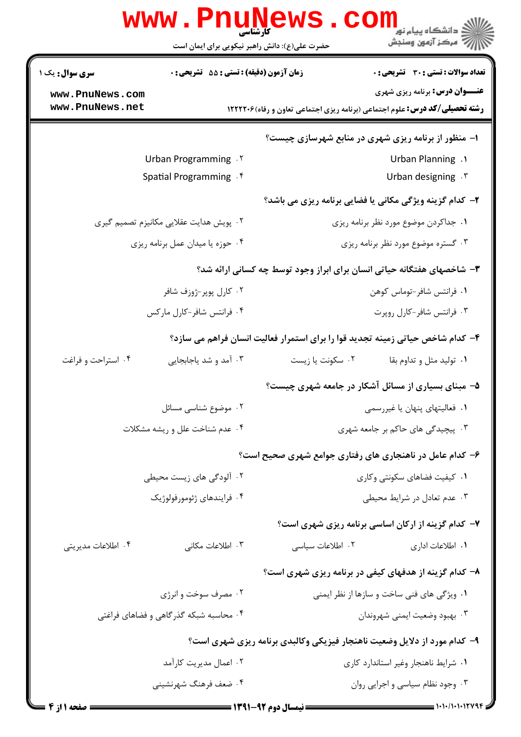کارشناسی

حضرت علی(ع): دانش راهبر نیکویی برای ایمان است

| سری سوال: یک ۱ | زمان آزمون (دقیقه) : تستی : ۵۵ تشریحی : ۰ | تعداد سوالات : تستی : ۳۰ تشریحی : ۰ |
|---|---|---|

**عنـــوان درس:** برنامه ریزی شهری

**رشته تحصیلی/کد درس:** علوم اجتماعی (برنامه ریزی اجتماعی تعاون و رفاه) ۱۲۲۲۲۰۶

**۱- منظور از برنامه ریزی شهری در منابع شهرسازی چیست؟**

۱. Urban Planning
۲. Urban Programming
۳. Urban designing
۴. Spatial Programming

**۲- کدام گزینه ویژگی مکانی یا فضایی برنامه ریزی می باشد؟**

۱. جداکردن موضوع مورد نظر برنامه ریزی
۲. پویش هدایت عقلایی مکانیزم تصمیم گیری
۳. گستره موضوع مورد نظر برنامه ریزی
۴. حوزه یا میدان عمل برنامه ریزی

**۳- شاخصهای هفتگانه حیاتی انسان برای ابراز وجود توسط چه کسانی ارائه شد؟**

۱. فرانتس شافر-توماس کوهن
۲. کارل پوپر-ژوزف شافر
۳. فرانتس شافر-کارل روپرت
۴. فرانتس شافر-کارل مارکس

**۴- کدام شاخص حیاتی زمینه تجدید قوا را برای استمرار فعالیت انسان فراهم می سازد؟**

۱. تولید مثل و تداوم بقا
۲. سکونت یا زیست
۳. آمد و شد یاجابجایی
۴. استراحت و فراغت

**۵- مبنای بسیاری از مسائل آشکار در جامعه شهری چیست؟**

۱. فعالیتهای پنهان یا غیررسمی
۲. موضوع شناسی مسائل
۳. پیچیدگی های حاکم بر جامعه شهری
۴. عدم شناخت علل و ریشه مشکلات

**۶- کدام عامل در ناهنجاری های رفتاری جوامع شهری صحیح است؟**

۱. کیفیت فضاهای سکونتی وکاری
۲. آلودگی های زیست محیطی
۳. عدم تعادل در شرایط محیطی
۴. فرایندهای ژئومورفولوژیک

**۷- کدام گزینه از ارکان اساسی برنامه ریزی شهری است؟**

۱. اطلاعات اداری
۲. اطلاعات سیاسی
۳. اطلاعات مکانی
۴. اطلاعات مدیریتی

**۸- کدام گزینه از هدفهای کیفی در برنامه ریزی شهری است؟**

۱. ویژگی های فنی ساخت و سازها از نظر ایمنی
۲. مصرف سوخت و انرژی
۳. بهبود وضعیت ایمنی شهروندان
۴. محاسبه شبکه گذرگاهی و فضاهای فراغتی

**۹- کدام مورد از دلایل وضعیت ناهنجار فیزیکی وکالبدی برنامه ریزی شهری است؟**

۱. شرایط ناهنجار وغیر استاندارد کاری
۲. اعمال مدیریت کارآمد
۳. وجود نظام سیاسی و اجرایی روان
۴. ضعف فرهنگ شهرنشینی

نیمسال دوم ۹۲-۱۳۹۱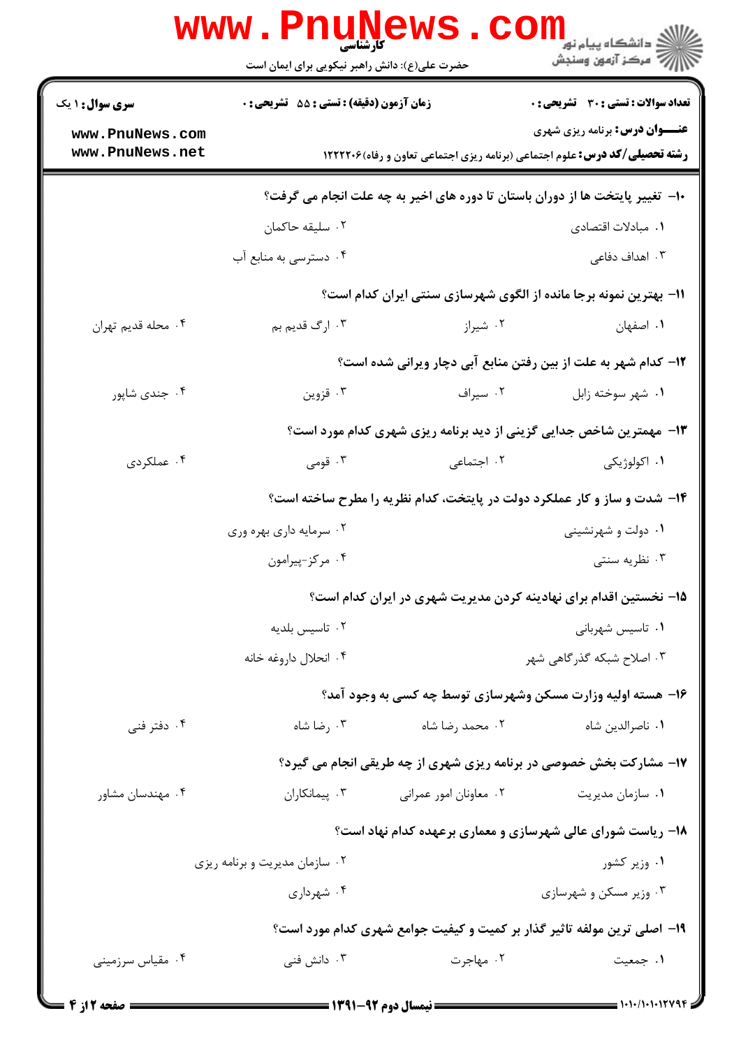**سری سوال:** ۱ یک

**زمان آزمون (دقیقه) : تستی :** ۵۵ **تشریحی :** ۰

**تعداد سوالات : تستی :** ۳۰ **تشریحی :** ۰

**عنـــوان درس:** برنامه ریزی شهری

**رشته تحصیلی/کد درس:** علوم اجتماعی (برنامه ریزی اجتماعی تعاون و رفاه)۱۲۲۲۲۰۶

۱۰- تغییر پایتخت ها از دوران باستان تا دوره های اخیر به چه علت انجام می گرفت؟

۱. مبادلات اقتصادی
۲. سلیقه حاکمان
۳. اهداف دفاعی
۴. دسترسی به منابع آب

۱۱- بهترین نمونه برجا مانده از الگوی شهرسازی سنتی ایران کدام است؟

۱. اصفهان
۲. شیراز
۳. ارگ قدیم بم
۴. محله قدیم تهران

۱۲- کدام شهر به علت از بین رفتن منابع آبی دچار ویرانی شده است؟

۱. شهر سوخته زابل
۲. سیراف
۳. قزوین
۴. جندی شاپور

۱۳- مهمترین شاخص جدایی گزینی از دید برنامه ریزی شهری کدام مورد است؟

۱. اکولوژیکی
۲. اجتماعی
۳. قومی
۴. عملکردی

۱۴- شدت و ساز و کار عملکرد دولت در پایتخت، کدام نظریه را مطرح ساخته است؟

۱. دولت و شهرنشینی
۲. سرمایه داری بهره وری
۳. نظریه سنتی
۴. مرکز-پیرامون

۱۵- نخستین اقدام برای نهادینه کردن مدیریت شهری در ایران کدام است؟

۱. تاسیس شهربانی
۲. تاسیس بلدیه
۳. اصلاح شبکه گذرگاهی شهر
۴. انحلال داروغه خانه

۱۶- هسته اولیه وزارت مسکن وشهرسازی توسط چه کسی به وجود آمد؟

۱. ناصرالدین شاه
۲. محمد رضا شاه
۳. رضا شاه
۴. دفتر فنی

۱۷- مشارکت بخش خصوصی در برنامه ریزی شهری از چه طریقی انجام می گیرد؟

۱. سازمان مدیریت
۲. معاونان امور عمرانی
۳. پیمانکاران
۴. مهندسان مشاور

۱۸- ریاست شورای عالی شهرسازی و معماری برعهده کدام نهاد است؟

۱. وزیر کشور
۲. سازمان مدیریت و برنامه ریزی
۳. وزیر مسکن و شهرسازی
۴. شهرداری

۱۹- اصلی ترین مولفه تاثیر گذار بر کمیت و کیفیت جوامع شهری کدام مورد است؟

۱. جمعیت
۲. مهاجرت
۳. دانش فنی
۴. مقیاس سرزمینی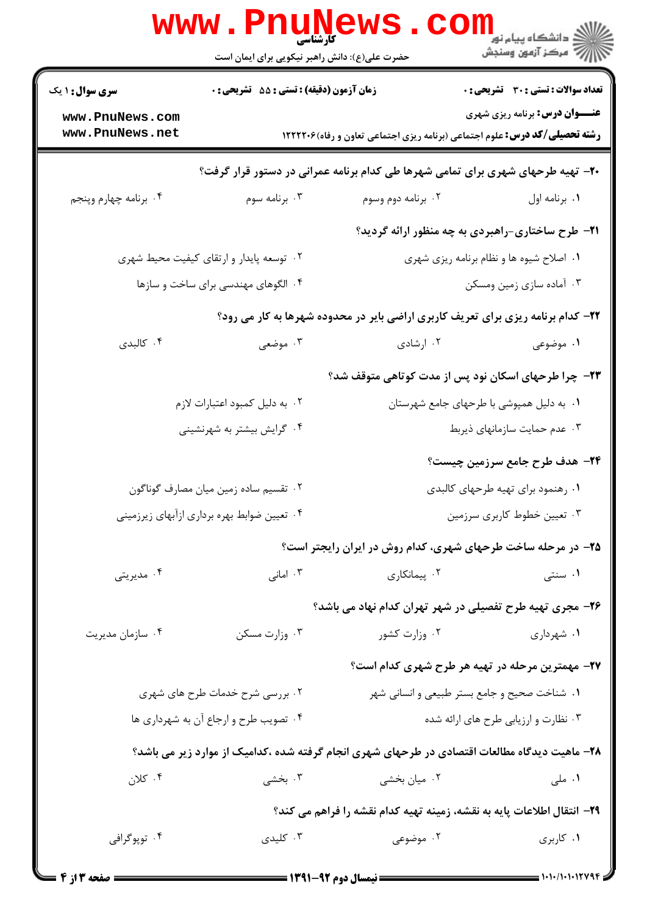۲۰- تهیه طرحهای شهری برای تمامی شهرها طی کدام برنامه عمرانی در دستور قرار گرفت؟

۱. برنامه اول
۲. برنامه دوم وسوم
۳. برنامه سوم
۴. برنامه چهارم وپنجم

۲۱- طرح ساختاری-راهبردی به چه منظور ارائه گردید؟

۱. اصلاح شیوه ها و نظام برنامه ریزی شهری
۲. توسعه پایدار و ارتقای کیفیت محیط شهری
۳. آماده سازی زمین ومسکن
۴. الگوهای مهندسی برای ساخت و سازها

۲۲- کدام برنامه ریزی برای تعریف کاربری اراضی بایر در محدوده شهرها به کار می رود؟

۱. موضوعی
۲. ارشادی
۳. موضعی
۴. کالبدی

۲۳- چرا طرحهای اسکان نود پس از مدت کوتاهی متوقف شد؟

۱. به دلیل همپوشی با طرحهای جامع شهرستان
۲. به دلیل کمبود اعتبارات لازم
۳. عدم حمایت سازمانهای ذیربط
۴. گرایش بیشتر به شهرنشینی

۲۴- هدف طرح جامع سرزمین چیست؟

۱. رهنمود برای تهیه طرحهای کالبدی
۲. تقسیم ساده زمین میان مصارف گوناگون
۳. تعیین خطوط کاربری سرزمین
۴. تعیین ضوابط بهره برداری ازآبهای زیرزمینی

۲۵- در مرحله ساخت طرحهای شهری، کدام روش در ایران رایجتر است؟

۱. سنتی
۲. پیمانکاری
۳. امانی
۴. مدیریتی

۲۶- مجری تهیه طرح تفصیلی در شهر تهران کدام نهاد می باشد؟

۱. شهرداری
۲. وزارت کشور
۳. وزارت مسکن
۴. سازمان مدیریت

۲۷- مهمترین مرحله در تهیه هر طرح شهری کدام است؟

۱. شناخت صحیح و جامع بستر طبیعی و انسانی شهر
۲. بررسی شرح خدمات طرح های شهری
۳. نظارت و ارزیابی طرح های ارائه شده
۴. تصویب طرح و ارجاع آن به شهرداری ها

۲۸- ماهیت دیدگاه مطالعات اقتصادی در طرحهای شهری انجام گرفته شده ،کدامیک از موارد زیر می باشد؟

۱. ملی
۲. میان بخشی
۳. بخشی
۴. کلان

۲۹- انتقال اطلاعات پایه به نقشه، زمینه تهیه کدام نقشه را فراهم می کند؟

۱. کاربری
۲. موضوعی
۳. کلیدی
۴. توپوگرافی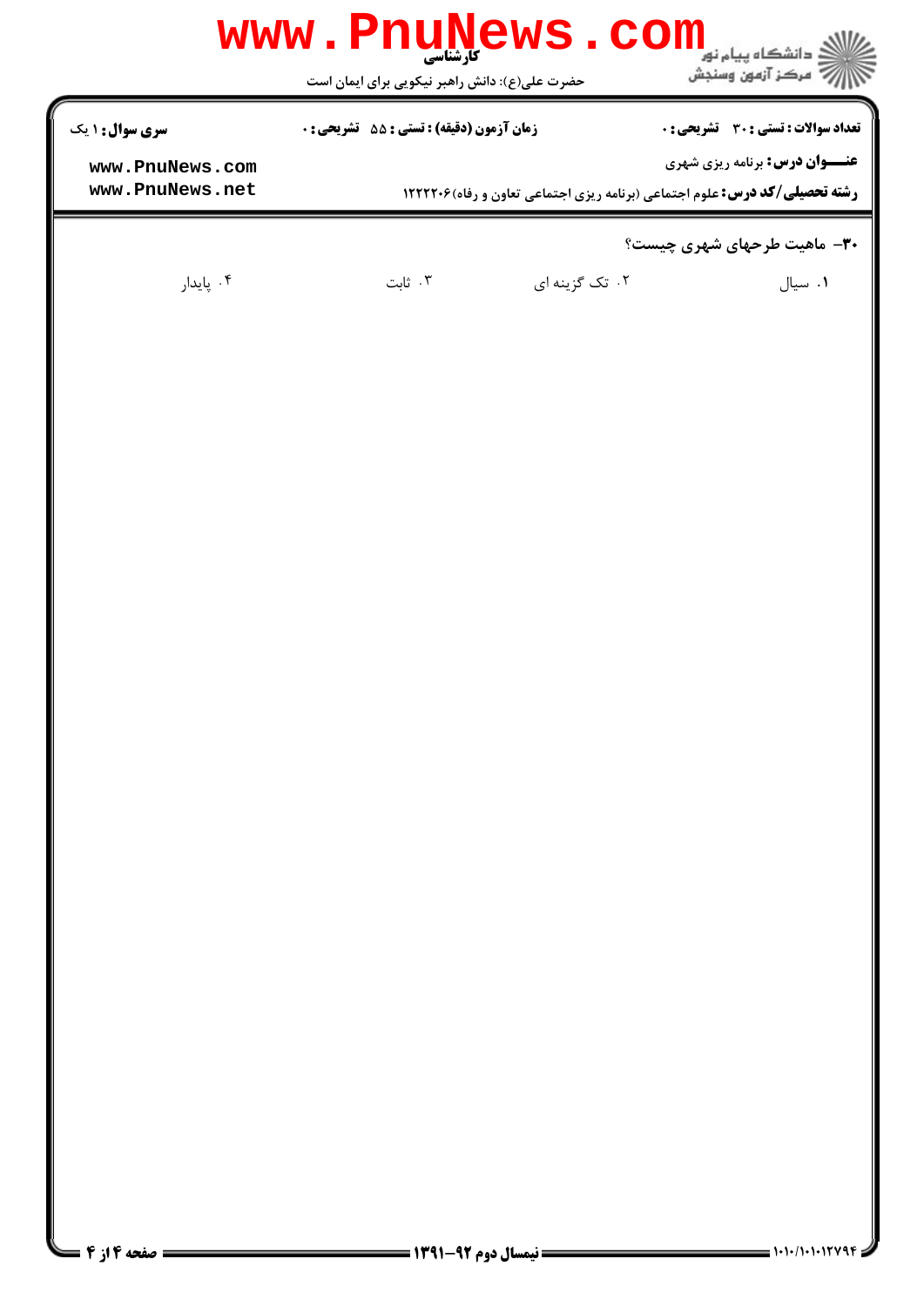**۳۰- ماهیت طرحهای شهری چیست؟**

۱. سیال
۲. تک گزینه ای
۳. ثابت
۴. پایدار